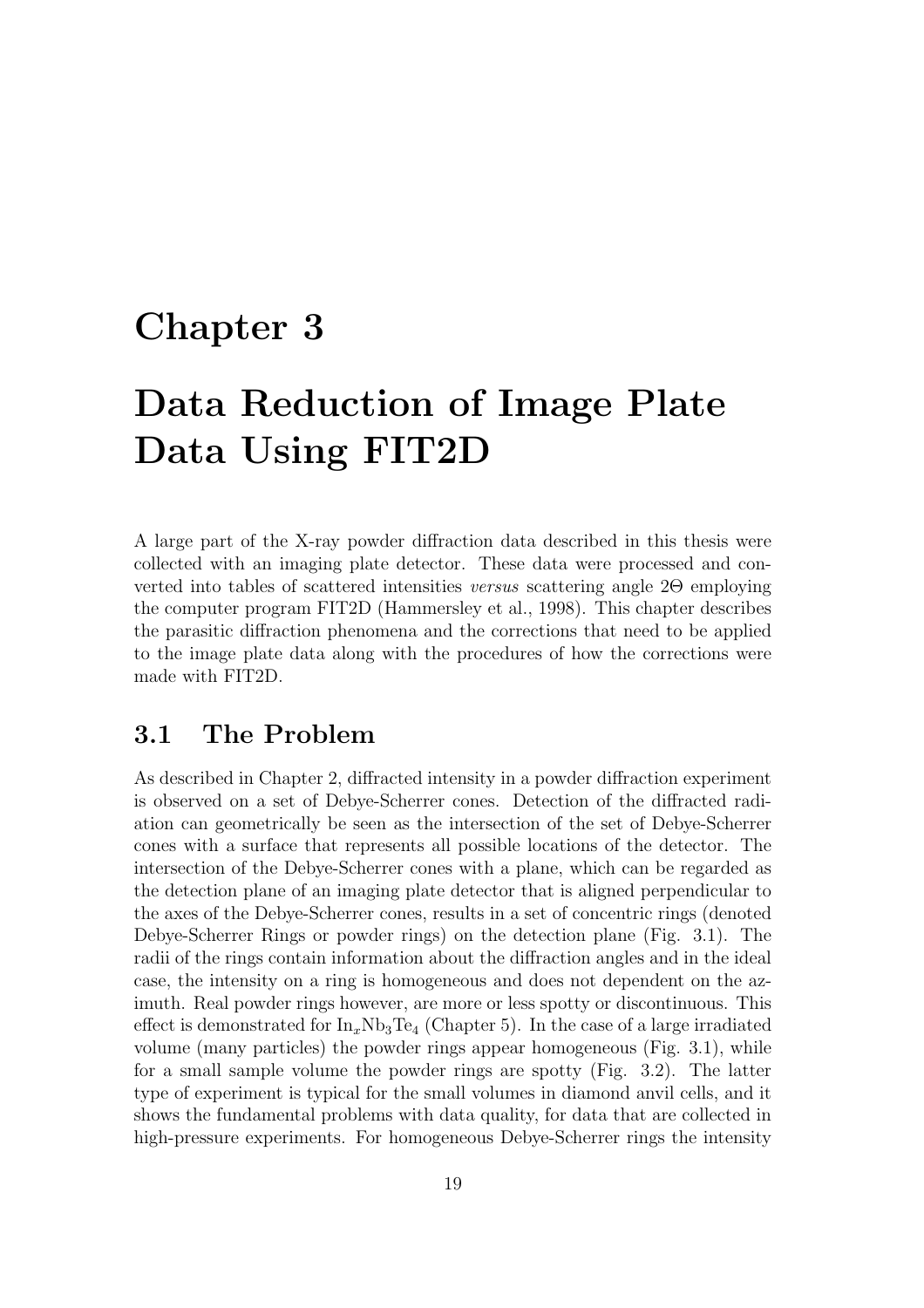# Chapter 3

# Data Reduction of Image Plate Data Using FIT2D

A large part of the X-ray powder diffraction data described in this thesis were collected with an imaging plate detector. These data were processed and converted into tables of scattered intensities *versus* scattering angle 2Θ employing the computer program FIT2D (Hammersley et al., 1998). This chapter describes the parasitic diffraction phenomena and the corrections that need to be applied to the image plate data along with the procedures of how the corrections were made with FIT2D.

## 3.1 The Problem

As described in Chapter 2, diffracted intensity in a powder diffraction experiment is observed on a set of Debye-Scherrer cones. Detection of the diffracted radiation can geometrically be seen as the intersection of the set of Debye-Scherrer cones with a surface that represents all possible locations of the detector. The intersection of the Debye-Scherrer cones with a plane, which can be regarded as the detection plane of an imaging plate detector that is aligned perpendicular to the axes of the Debye-Scherrer cones, results in a set of concentric rings (denoted Debye-Scherrer Rings or powder rings) on the detection plane (Fig. 3.1). The radii of the rings contain information about the diffraction angles and in the ideal case, the intensity on a ring is homogeneous and does not dependent on the azimuth. Real powder rings however, are more or less spotty or discontinuous. This effect is demonstrated for $In_xNb_3Te_4$ (Chapter 5). In the case of a large irradiated volume (many particles) the powder rings appear homogeneous (Fig. 3.1), while for a small sample volume the powder rings are spotty (Fig. 3.2). The latter type of experiment is typical for the small volumes in diamond anvil cells, and it shows the fundamental problems with data quality, for data that are collected in high-pressure experiments. For homogeneous Debye-Scherrer rings the intensity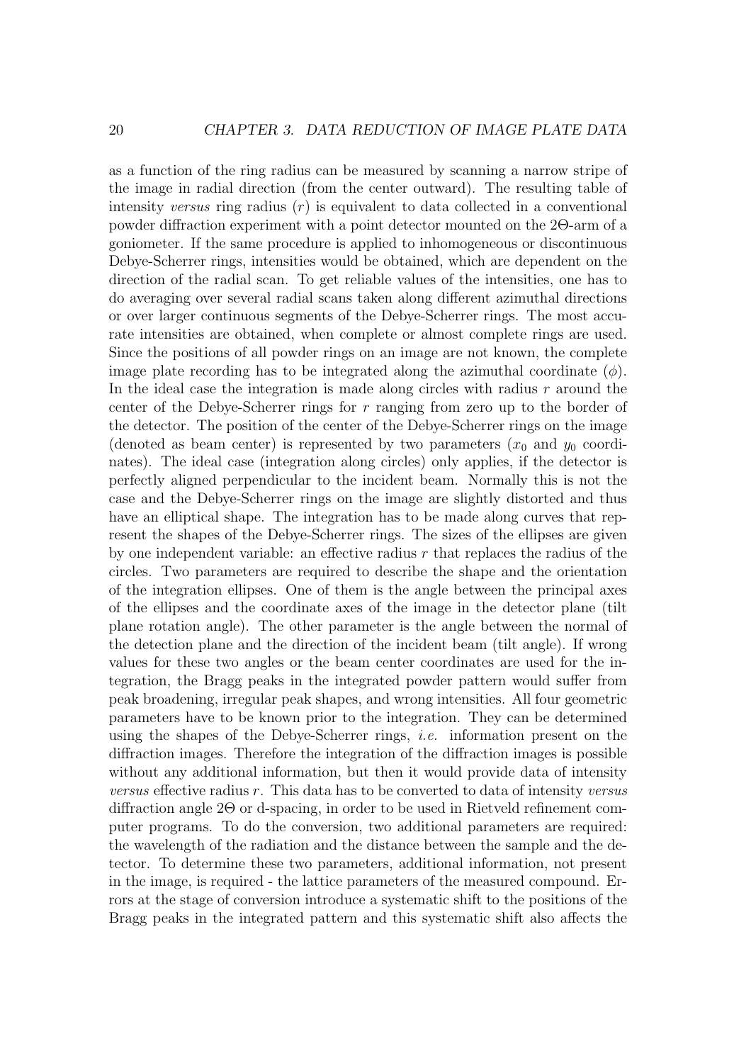as a function of the ring radius can be measured by scanning a narrow stripe of the image in radial direction (from the center outward). The resulting table of intensity *versus* ring radius ($r$) is equivalent to data collected in a conventional powder diffraction experiment with a point detector mounted on the $2\Theta$-arm of a goniometer. If the same procedure is applied to inhomogeneous or discontinuous Debye-Scherrer rings, intensities would be obtained, which are dependent on the direction of the radial scan. To get reliable values of the intensities, one has to do averaging over several radial scans taken along different azimuthal directions or over larger continuous segments of the Debye-Scherrer rings. The most accurate intensities are obtained, when complete or almost complete rings are used. Since the positions of all powder rings on an image are not known, the complete image plate recording has to be integrated along the azimuthal coordinate ($\phi$). In the ideal case the integration is made along circles with radius $r$ around the center of the Debye-Scherrer rings for $r$ ranging from zero up to the border of the detector. The position of the center of the Debye-Scherrer rings on the image (denoted as beam center) is represented by two parameters ($x_0$ and $y_0$ coordinates). The ideal case (integration along circles) only applies, if the detector is perfectly aligned perpendicular to the incident beam. Normally this is not the case and the Debye-Scherrer rings on the image are slightly distorted and thus have an elliptical shape. The integration has to be made along curves that represent the shapes of the Debye-Scherrer rings. The sizes of the ellipses are given by one independent variable: an effective radius $r$ that replaces the radius of the circles. Two parameters are required to describe the shape and the orientation of the integration ellipses. One of them is the angle between the principal axes of the ellipses and the coordinate axes of the image in the detector plane (tilt plane rotation angle). The other parameter is the angle between the normal of the detection plane and the direction of the incident beam (tilt angle). If wrong values for these two angles or the beam center coordinates are used for the integration, the Bragg peaks in the integrated powder pattern would suffer from peak broadening, irregular peak shapes, and wrong intensities. All four geometric parameters have to be known prior to the integration. They can be determined using the shapes of the Debye-Scherrer rings, *i.e.* information present on the diffraction images. Therefore the integration of the diffraction images is possible without any additional information, but then it would provide data of intensity *versus* effective radius $r$. This data has to be converted to data of intensity *versus* diffraction angle $2\Theta$ or d-spacing, in order to be used in Rietveld refinement computer programs. To do the conversion, two additional parameters are required: the wavelength of the radiation and the distance between the sample and the detector. To determine these two parameters, additional information, not present in the image, is required - the lattice parameters of the measured compound. Errors at the stage of conversion introduce a systematic shift to the positions of the Bragg peaks in the integrated pattern and this systematic shift also affects the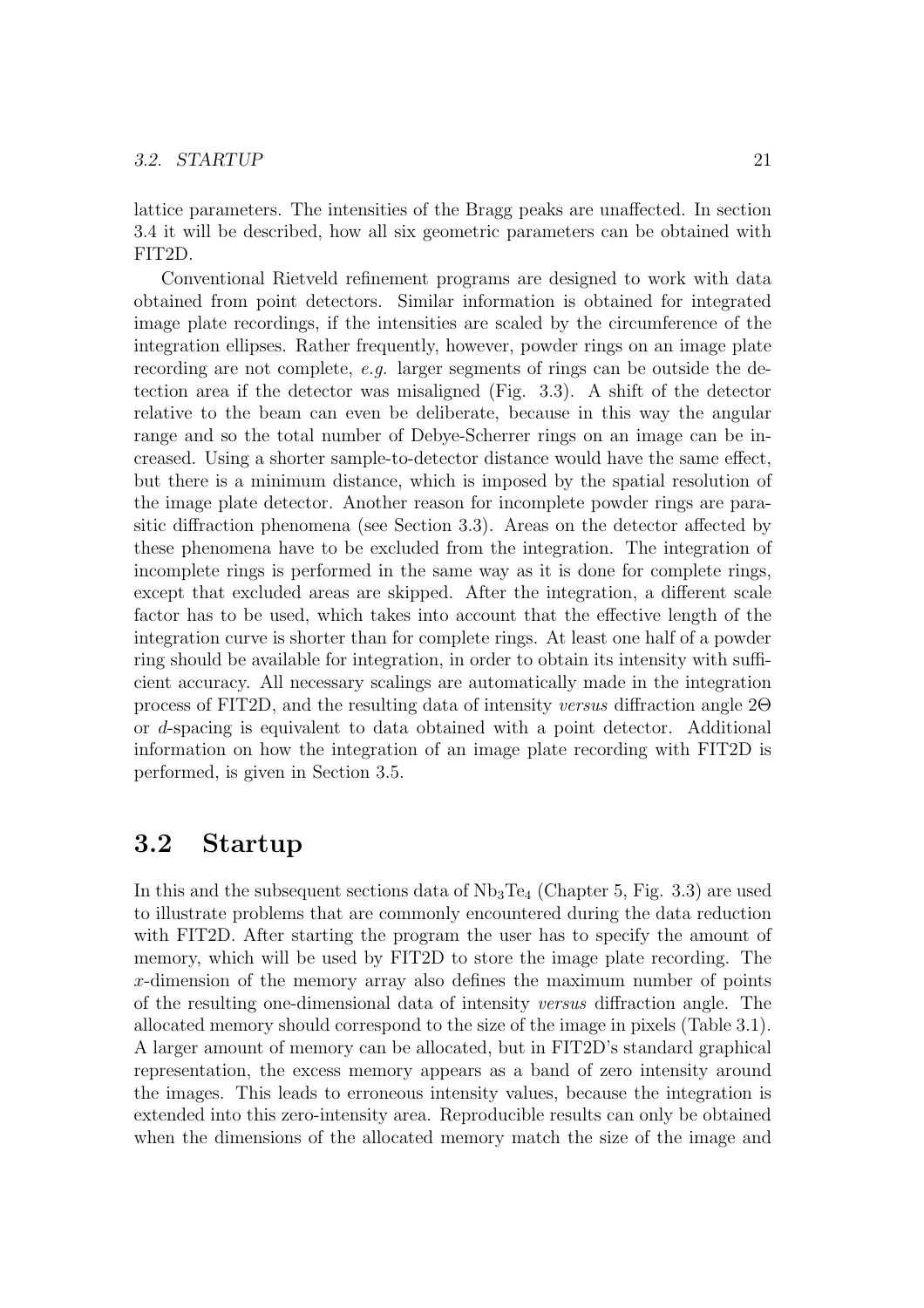lattice parameters. The intensities of the Bragg peaks are unaffected. In section 3.4 it will be described, how all six geometric parameters can be obtained with FIT2D.

Conventional Rietveld refinement programs are designed to work with data obtained from point detectors. Similar information is obtained for integrated image plate recordings, if the intensities are scaled by the circumference of the integration ellipses. Rather frequently, however, powder rings on an image plate recording are not complete, *e.g.* larger segments of rings can be outside the detection area if the detector was misaligned (Fig. 3.3). A shift of the detector relative to the beam can even be deliberate, because in this way the angular range and so the total number of Debye-Scherrer rings on an image can be increased. Using a shorter sample-to-detector distance would have the same effect, but there is a minimum distance, which is imposed by the spatial resolution of the image plate detector. Another reason for incomplete powder rings are parasitic diffraction phenomena (see Section 3.3). Areas on the detector affected by these phenomena have to be excluded from the integration. The integration of incomplete rings is performed in the same way as it is done for complete rings, except that excluded areas are skipped. After the integration, a different scale factor has to be used, which takes into account that the effective length of the integration curve is shorter than for complete rings. At least one half of a powder ring should be available for integration, in order to obtain its intensity with sufficient accuracy. All necessary scalings are automatically made in the integration process of FIT2D, and the resulting data of intensity *versus* diffraction angle $2\Theta$ or $d$-spacing is equivalent to data obtained with a point detector. Additional information on how the integration of an image plate recording with FIT2D is performed, is given in Section 3.5.

## 3.2 Startup

In this and the subsequent sections data of $Nb_3Te_4$ (Chapter 5, Fig. 3.3) are used to illustrate problems that are commonly encountered during the data reduction with FIT2D. After starting the program the user has to specify the amount of memory, which will be used by FIT2D to store the image plate recording. The $x$-dimension of the memory array also defines the maximum number of points of the resulting one-dimensional data of intensity *versus* diffraction angle. The allocated memory should correspond to the size of the image in pixels (Table 3.1). A larger amount of memory can be allocated, but in FIT2D's standard graphical representation, the excess memory appears as a band of zero intensity around the images. This leads to erroneous intensity values, because the integration is extended into this zero-intensity area. Reproducible results can only be obtained when the dimensions of the allocated memory match the size of the image and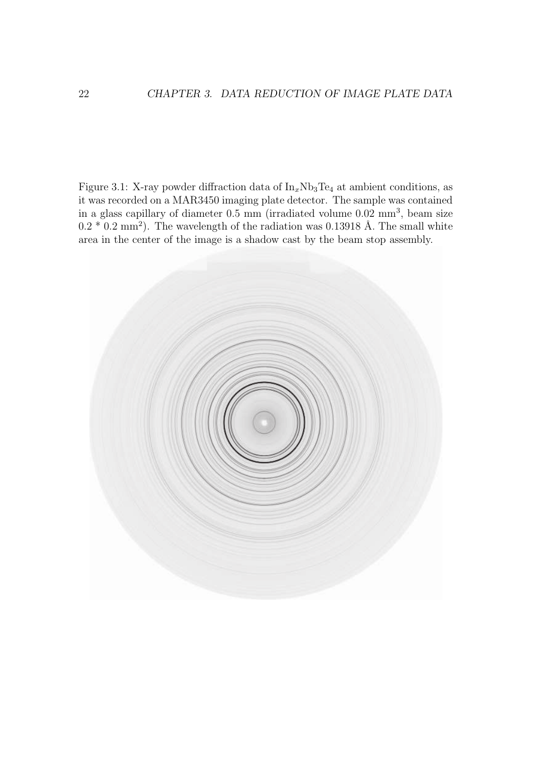Figure 3.1: X-ray powder diffraction data of $In_xNb_3Te_4$ at ambient conditions, as it was recorded on a MAR3450 imaging plate detector. The sample was contained in a glass capillary of diameter 0.5 mm (irradiated volume 0.02 $mm^3$, beam size 0.2 * 0.2 $mm^2$). The wavelength of the radiation was 0.13918 Å. The small white area in the center of the image is a shadow cast by the beam stop assembly.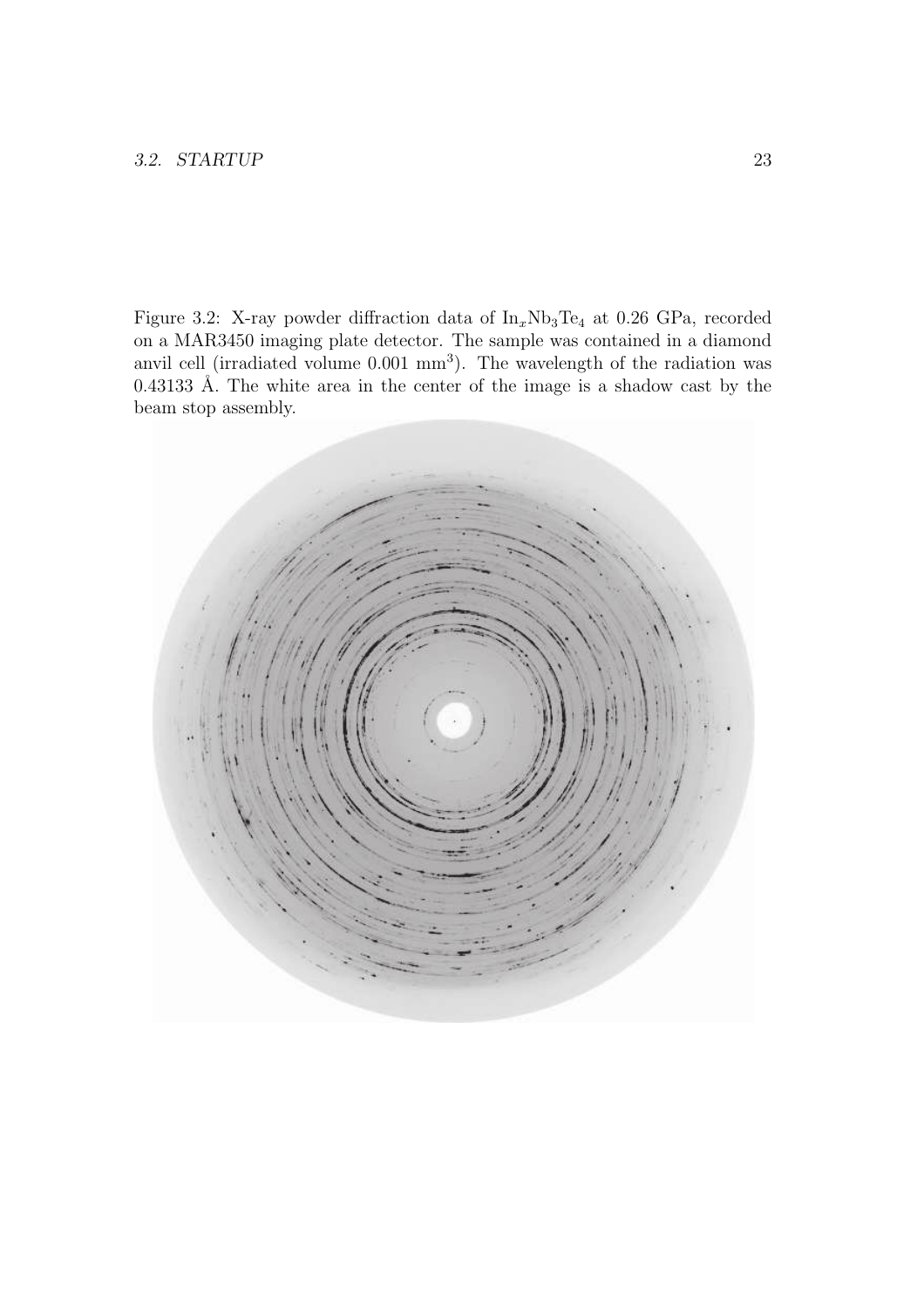Figure 3.2: X-ray powder diffraction data of $In_xNb_3Te_4$ at 0.26 GPa, recorded on a MAR3450 imaging plate detector. The sample was contained in a diamond anvil cell (irradiated volume 0.001 $mm^3$). The wavelength of the radiation was 0.43133 Å. The white area in the center of the image is a shadow cast by the beam stop assembly.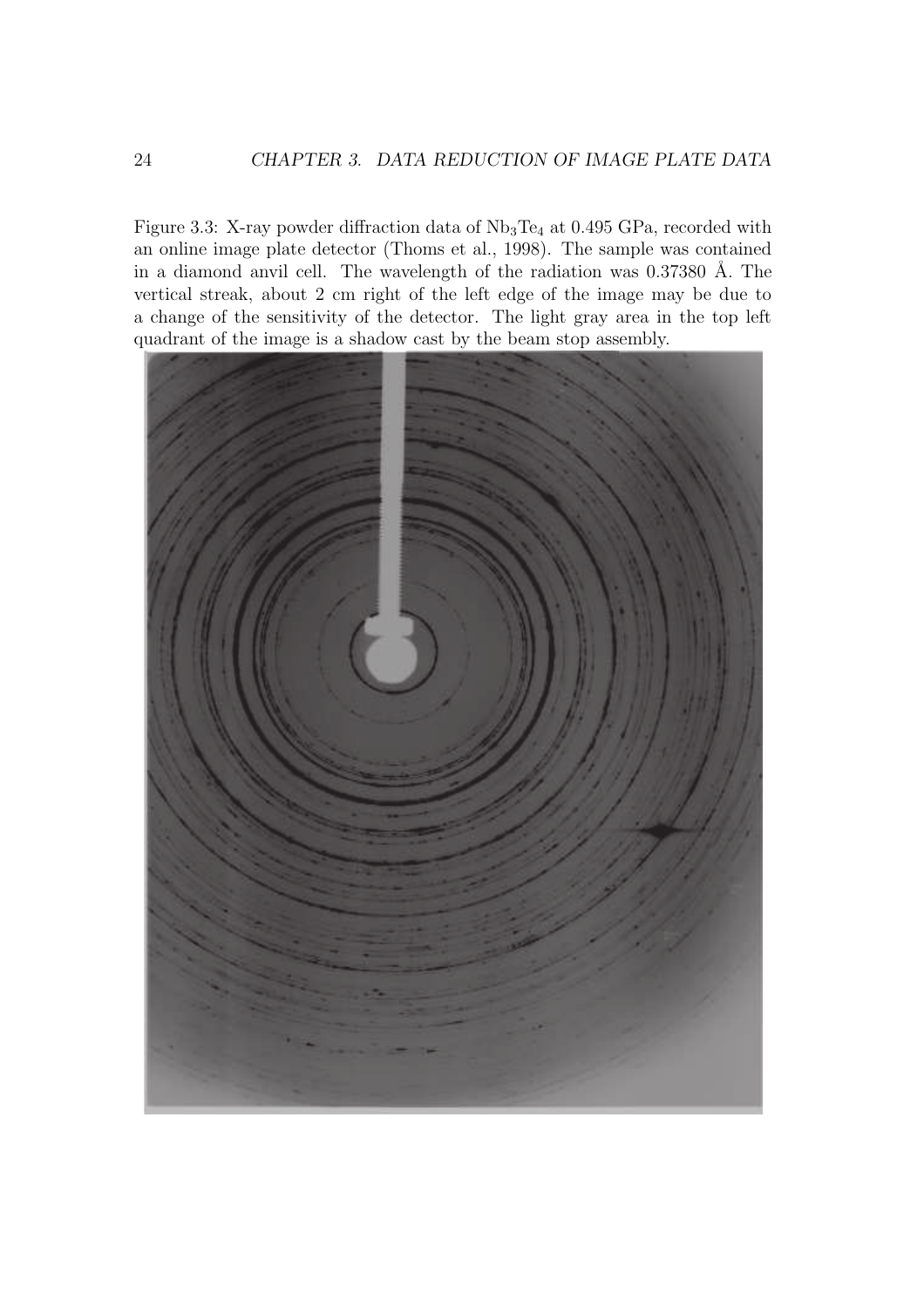Figure 3.3: X-ray powder diffraction data of $Nb_3Te_4$ at 0.495 GPa, recorded with an online image plate detector (Thoms et al., 1998). The sample was contained in a diamond anvil cell. The wavelength of the radiation was 0.37380 Å. The vertical streak, about 2 cm right of the left edge of the image may be due to a change of the sensitivity of the detector. The light gray area in the top left quadrant of the image is a shadow cast by the beam stop assembly.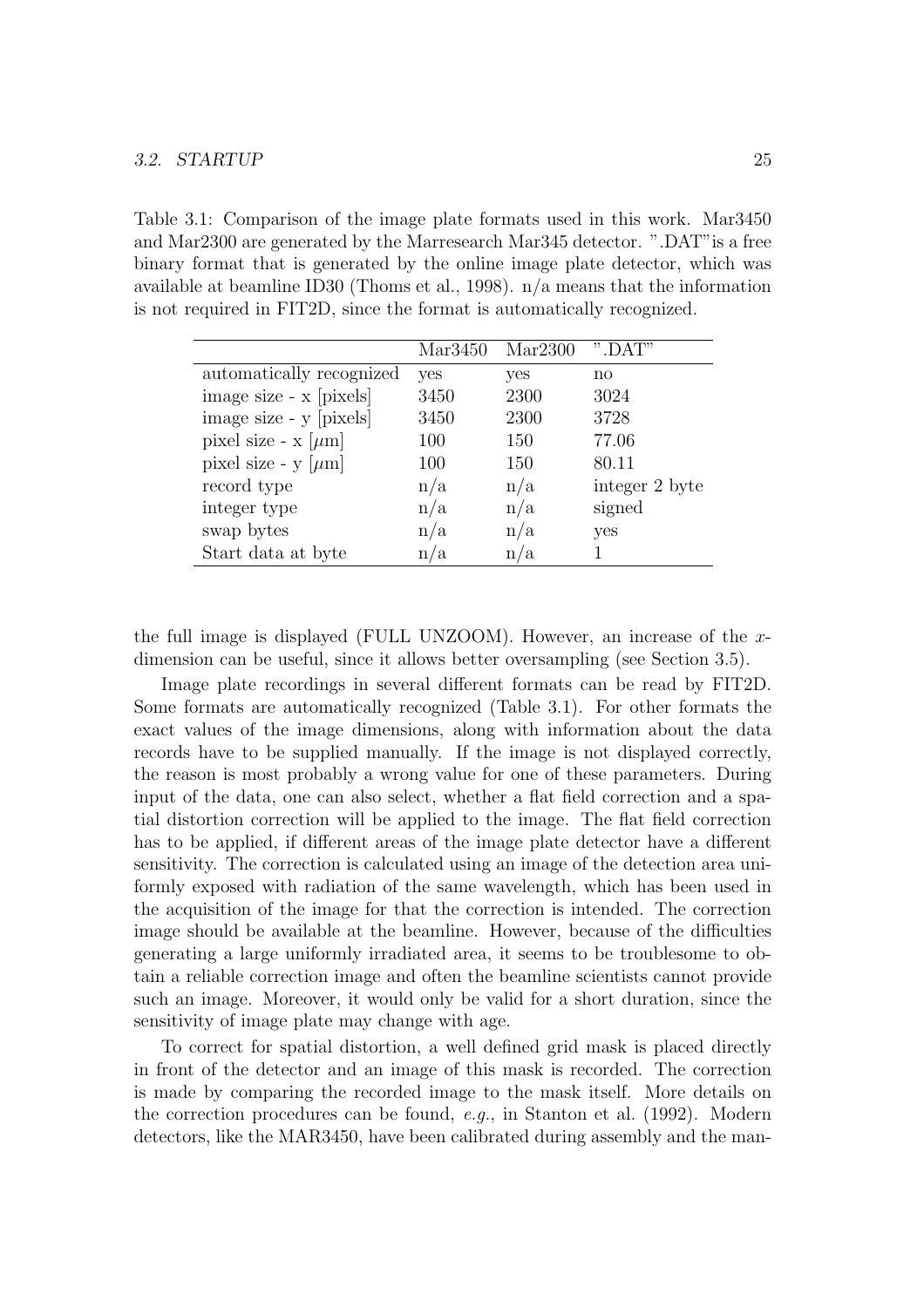Table 3.1: Comparison of the image plate formats used in this work. Mar3450 and Mar2300 are generated by the Marresearch Mar345 detector. ".DAT"is a free binary format that is generated by the online image plate detector, which was available at beamline ID30 (Thoms et al., 1998). n/a means that the information is not required in FIT2D, since the format is automatically recognized.

| | Mar3450 | Mar2300 | ".DAT" |
|---|---|---|---|
| automatically recognized | yes | yes | no |
| image size - x [pixels] | 3450 | 2300 | 3024 |
| image size - y [pixels] | 3450 | 2300 | 3728 |
| pixel size - x [$\mu$m] | 100 | 150 | 77.06 |
| pixel size - y [$\mu$m] | 100 | 150 | 80.11 |
| record type | n/a | n/a | integer 2 byte |
| integer type | n/a | n/a | signed |
| swap bytes | n/a | n/a | yes |
| Start data at byte | n/a | n/a | 1 |

the full image is displayed (FULL UNZOOM). However, an increase of the $x$-dimension can be useful, since it allows better oversampling (see Section 3.5).

Image plate recordings in several different formats can be read by FIT2D. Some formats are automatically recognized (Table 3.1). For other formats the exact values of the image dimensions, along with information about the data records have to be supplied manually. If the image is not displayed correctly, the reason is most probably a wrong value for one of these parameters. During input of the data, one can also select, whether a flat field correction and a spatial distortion correction will be applied to the image. The flat field correction has to be applied, if different areas of the image plate detector have a different sensitivity. The correction is calculated using an image of the detection area uniformly exposed with radiation of the same wavelength, which has been used in the acquisition of the image for that the correction is intended. The correction image should be available at the beamline. However, because of the difficulties generating a large uniformly irradiated area, it seems to be troublesome to obtain a reliable correction image and often the beamline scientists cannot provide such an image. Moreover, it would only be valid for a short duration, since the sensitivity of image plate may change with age.

To correct for spatial distortion, a well defined grid mask is placed directly in front of the detector and an image of this mask is recorded. The correction is made by comparing the recorded image to the mask itself. More details on the correction procedures can be found, *e.g.*, in Stanton et al. (1992). Modern detectors, like the MAR3450, have been calibrated during assembly and the man-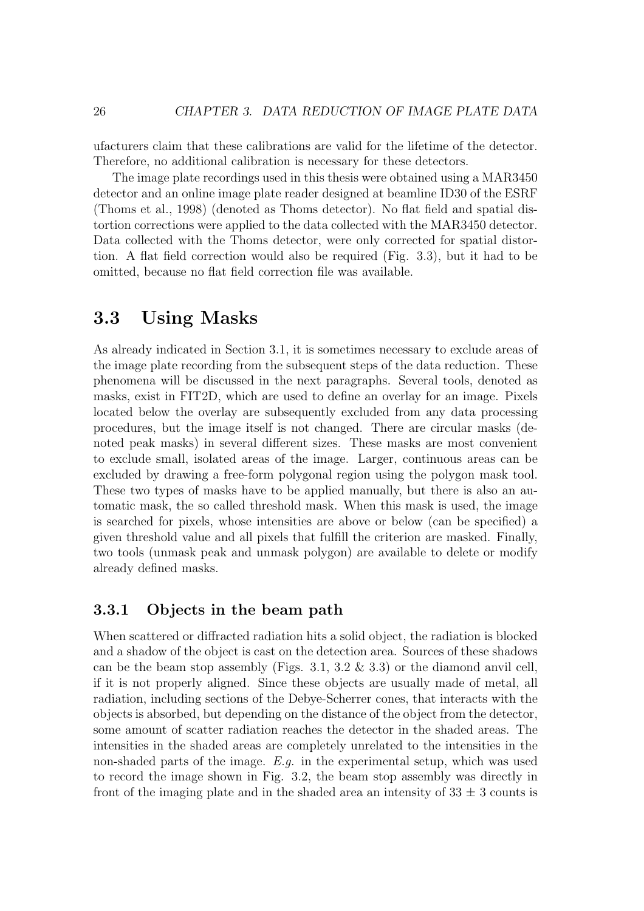ufacturers claim that these calibrations are valid for the lifetime of the detector. Therefore, no additional calibration is necessary for these detectors.

The image plate recordings used in this thesis were obtained using a MAR3450 detector and an online image plate reader designed at beamline ID30 of the ESRF (Thoms et al., 1998) (denoted as Thoms detector). No flat field and spatial distortion corrections were applied to the data collected with the MAR3450 detector. Data collected with the Thoms detector, were only corrected for spatial distortion. A flat field correction would also be required (Fig. 3.3), but it had to be omitted, because no flat field correction file was available.

## 3.3 Using Masks

As already indicated in Section 3.1, it is sometimes necessary to exclude areas of the image plate recording from the subsequent steps of the data reduction. These phenomena will be discussed in the next paragraphs. Several tools, denoted as masks, exist in FIT2D, which are used to define an overlay for an image. Pixels located below the overlay are subsequently excluded from any data processing procedures, but the image itself is not changed. There are circular masks (denoted peak masks) in several different sizes. These masks are most convenient to exclude small, isolated areas of the image. Larger, continuous areas can be excluded by drawing a free-form polygonal region using the polygon mask tool. These two types of masks have to be applied manually, but there is also an automatic mask, the so called threshold mask. When this mask is used, the image is searched for pixels, whose intensities are above or below (can be specified) a given threshold value and all pixels that fulfill the criterion are masked. Finally, two tools (unmask peak and unmask polygon) are available to delete or modify already defined masks.

### 3.3.1 Objects in the beam path

When scattered or diffracted radiation hits a solid object, the radiation is blocked and a shadow of the object is cast on the detection area. Sources of these shadows can be the beam stop assembly (Figs. 3.1, 3.2 & 3.3) or the diamond anvil cell, if it is not properly aligned. Since these objects are usually made of metal, all radiation, including sections of the Debye-Scherrer cones, that interacts with the objects is absorbed, but depending on the distance of the object from the detector, some amount of scatter radiation reaches the detector in the shaded areas. The intensities in the shaded areas are completely unrelated to the intensities in the non-shaded parts of the image. *E.g.* in the experimental setup, which was used to record the image shown in Fig. 3.2, the beam stop assembly was directly in front of the imaging plate and in the shaded area an intensity of $33 \pm 3$ counts is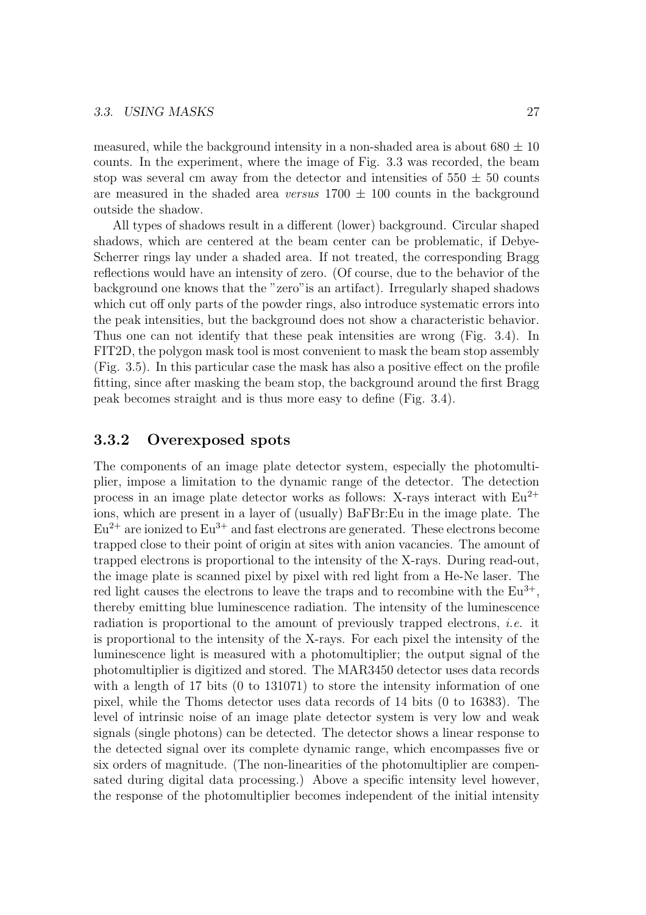measured, while the background intensity in a non-shaded area is about $680 \pm 10$ counts. In the experiment, where the image of Fig. 3.3 was recorded, the beam stop was several cm away from the detector and intensities of $550 \pm 50$ counts are measured in the shaded area *versus* $1700 \pm 100$ counts in the background outside the shadow.

All types of shadows result in a different (lower) background. Circular shaped shadows, which are centered at the beam center can be problematic, if Debye-Scherrer rings lay under a shaded area. If not treated, the corresponding Bragg reflections would have an intensity of zero. (Of course, due to the behavior of the background one knows that the "zero"is an artifact). Irregularly shaped shadows which cut off only parts of the powder rings, also introduce systematic errors into the peak intensities, but the background does not show a characteristic behavior. Thus one can not identify that these peak intensities are wrong (Fig. 3.4). In FIT2D, the polygon mask tool is most convenient to mask the beam stop assembly (Fig. 3.5). In this particular case the mask has also a positive effect on the profile fitting, since after masking the beam stop, the background around the first Bragg peak becomes straight and is thus more easy to define (Fig. 3.4).

### 3.3.2 Overexposed spots

The components of an image plate detector system, especially the photomultiplier, impose a limitation to the dynamic range of the detector. The detection process in an image plate detector works as follows: X-rays interact with $Eu^{2+}$ ions, which are present in a layer of (usually) BaFBr:Eu in the image plate. The $Eu^{2+}$ are ionized to $Eu^{3+}$ and fast electrons are generated. These electrons become trapped close to their point of origin at sites with anion vacancies. The amount of trapped electrons is proportional to the intensity of the X-rays. During read-out, the image plate is scanned pixel by pixel with red light from a He-Ne laser. The red light causes the electrons to leave the traps and to recombine with the $Eu^{3+}$, thereby emitting blue luminescence radiation. The intensity of the luminescence radiation is proportional to the amount of previously trapped electrons, *i.e.* it is proportional to the intensity of the X-rays. For each pixel the intensity of the luminescence light is measured with a photomultiplier; the output signal of the photomultiplier is digitized and stored. The MAR3450 detector uses data records with a length of 17 bits (0 to 131071) to store the intensity information of one pixel, while the Thoms detector uses data records of 14 bits (0 to 16383). The level of intrinsic noise of an image plate detector system is very low and weak signals (single photons) can be detected. The detector shows a linear response to the detected signal over its complete dynamic range, which encompasses five or six orders of magnitude. (The non-linearities of the photomultiplier are compensated during digital data processing.) Above a specific intensity level however, the response of the photomultiplier becomes independent of the initial intensity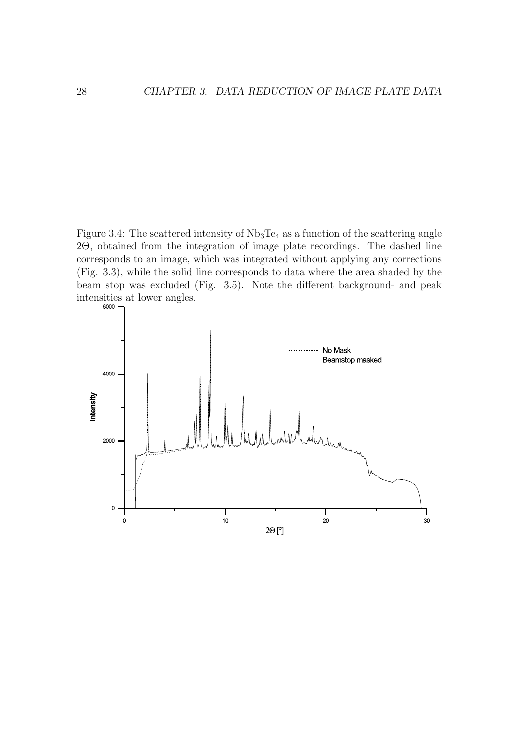Figure 3.4: The scattered intensity of $Nb_3Te_4$ as a function of the scattering angle $2\Theta$, obtained from the integration of image plate recordings. The dashed line corresponds to an image, which was integrated without applying any corrections (Fig. 3.3), while the solid line corresponds to data where the area shaded by the beam stop was excluded (Fig. 3.5). Note the different background- and peak intensities at lower angles.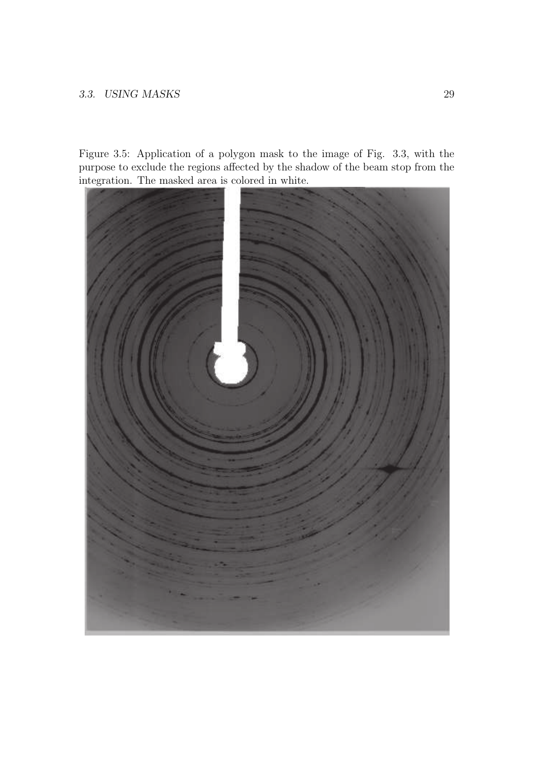Figure 3.5: Application of a polygon mask to the image of Fig. 3.3, with the purpose to exclude the regions affected by the shadow of the beam stop from the integration. The masked area is colored in white.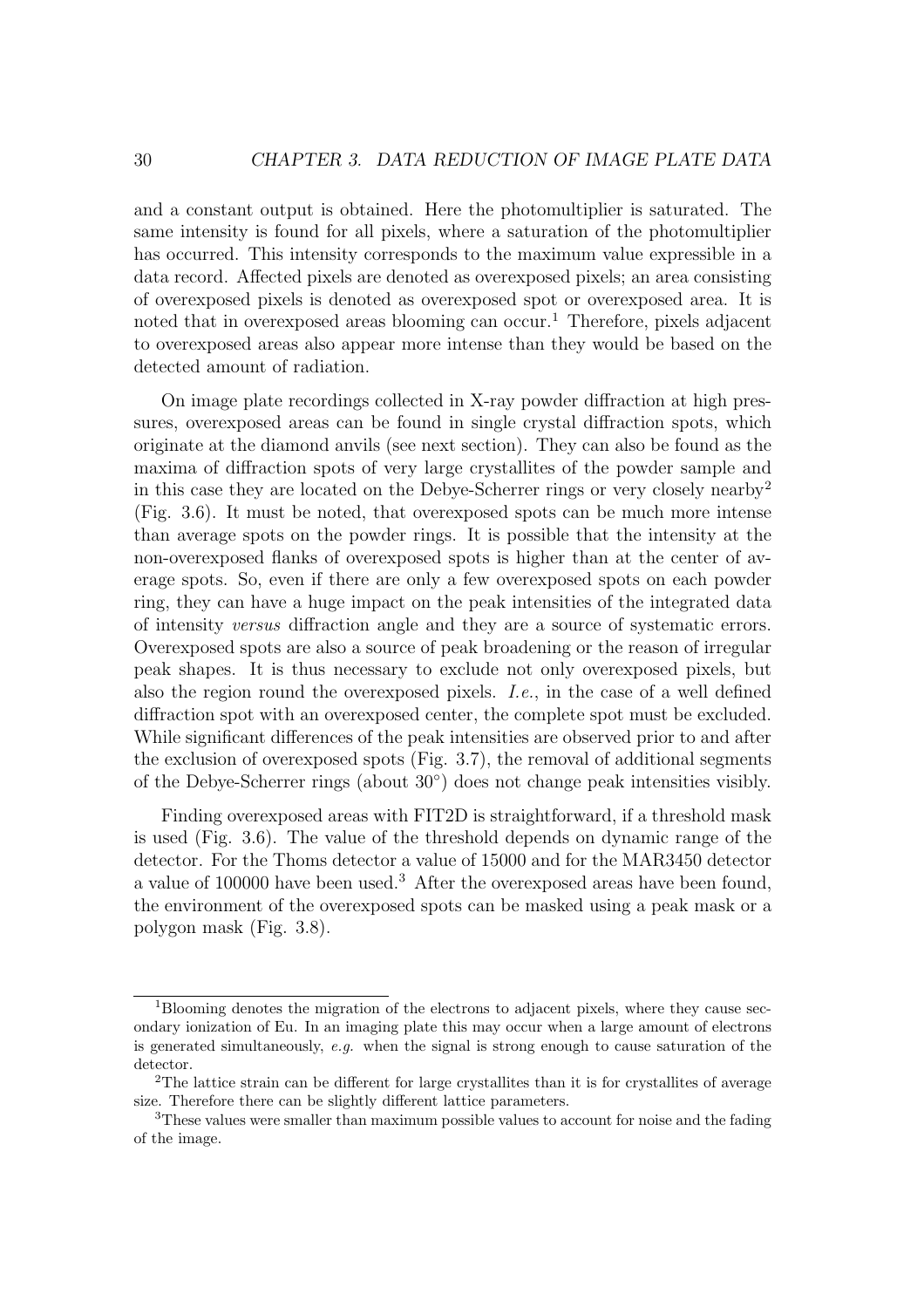and a constant output is obtained. Here the photomultiplier is saturated. The same intensity is found for all pixels, where a saturation of the photomultiplier has occurred. This intensity corresponds to the maximum value expressible in a data record. Affected pixels are denoted as overexposed pixels; an area consisting of overexposed pixels is denoted as overexposed spot or overexposed area. It is noted that in overexposed areas blooming can occur.[1] Therefore, pixels adjacent to overexposed areas also appear more intense than they would be based on the detected amount of radiation.

On image plate recordings collected in X-ray powder diffraction at high pressures, overexposed areas can be found in single crystal diffraction spots, which originate at the diamond anvils (see next section). They can also be found as the maxima of diffraction spots of very large crystallites of the powder sample and in this case they are located on the Debye-Scherrer rings or very closely nearby[2] (Fig. 3.6). It must be noted, that overexposed spots can be much more intense than average spots on the powder rings. It is possible that the intensity at the non-overexposed flanks of overexposed spots is higher than at the center of average spots. So, even if there are only a few overexposed spots on each powder ring, they can have a huge impact on the peak intensities of the integrated data of intensity *versus* diffraction angle and they are a source of systematic errors. Overexposed spots are also a source of peak broadening or the reason of irregular peak shapes. It is thus necessary to exclude not only overexposed pixels, but also the region round the overexposed pixels. *I.e.*, in the case of a well defined diffraction spot with an overexposed center, the complete spot must be excluded. While significant differences of the peak intensities are observed prior to and after the exclusion of overexposed spots (Fig. 3.7), the removal of additional segments of the Debye-Scherrer rings (about 30°) does not change peak intensities visibly.

Finding overexposed areas with FIT2D is straightforward, if a threshold mask is used (Fig. 3.6). The value of the threshold depends on dynamic range of the detector. For the Thoms detector a value of 15000 and for the MAR3450 detector a value of 100000 have been used.[3] After the overexposed areas have been found, the environment of the overexposed spots can be masked using a peak mask or a polygon mask (Fig. 3.8).

---

[1] Blooming denotes the migration of the electrons to adjacent pixels, where they cause secondary ionization of Eu. In an imaging plate this may occur when a large amount of electrons is generated simultaneously, *e.g.* when the signal is strong enough to cause saturation of the detector.

[2] The lattice strain can be different for large crystallites than it is for crystallites of average size. Therefore there can be slightly different lattice parameters.

[3] These values were smaller than maximum possible values to account for noise and the fading of the image.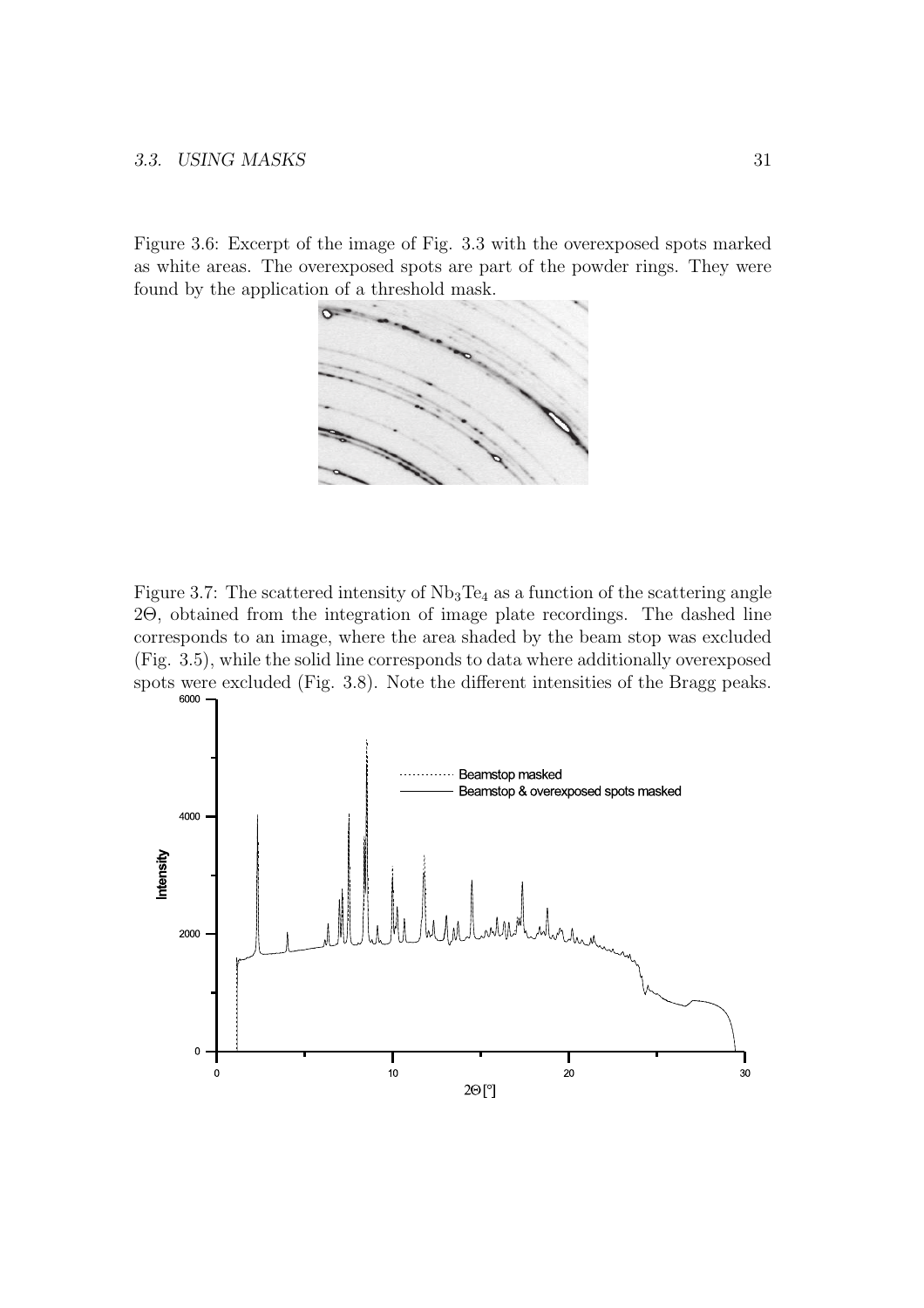Figure 3.6: Excerpt of the image of Fig. 3.3 with the overexposed spots marked as white areas. The overexposed spots are part of the powder rings. They were found by the application of a threshold mask.

Figure 3.7: The scattered intensity of $Nb_3Te_4$ as a function of the scattering angle $2\Theta$, obtained from the integration of image plate recordings. The dashed line corresponds to an image, where the area shaded by the beam stop was excluded (Fig. 3.5), while the solid line corresponds to data where additionally overexposed spots were excluded (Fig. 3.8). Note the different intensities of the Bragg peaks.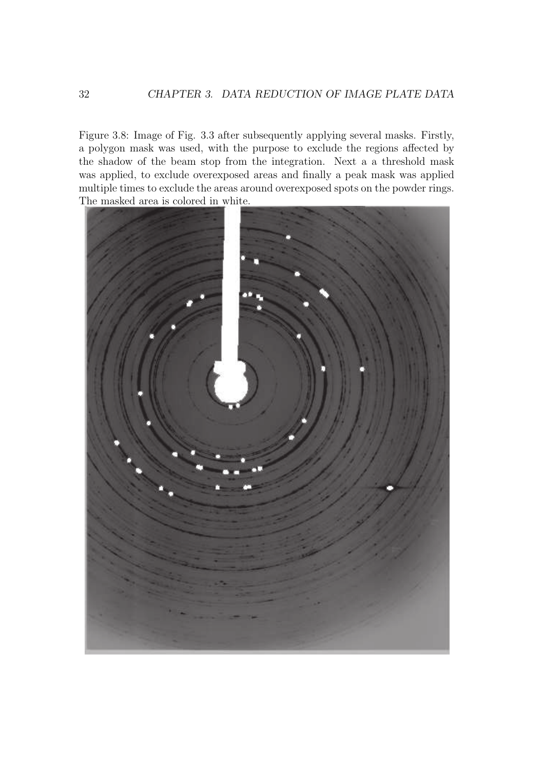Figure 3.8: Image of Fig. 3.3 after subsequently applying several masks. Firstly, a polygon mask was used, with the purpose to exclude the regions affected by the shadow of the beam stop from the integration. Next a a threshold mask was applied, to exclude overexposed areas and finally a peak mask was applied multiple times to exclude the areas around overexposed spots on the powder rings. The masked area is colored in white.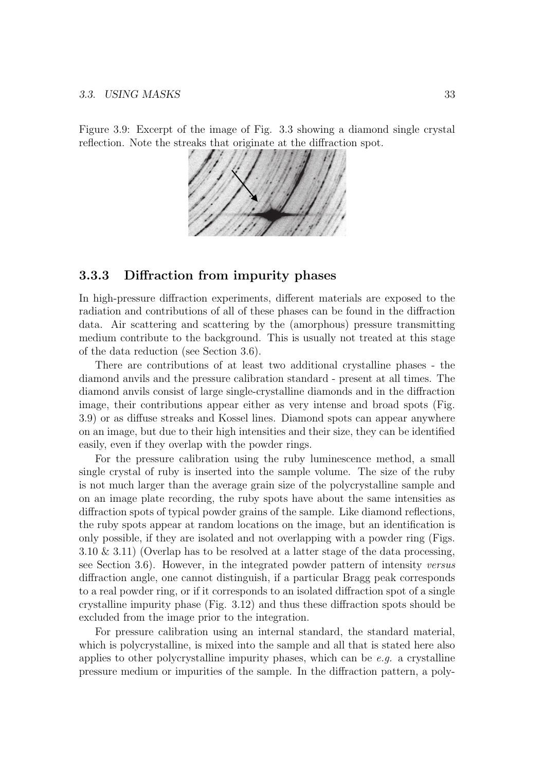Figure 3.9: Excerpt of the image of Fig. 3.3 showing a diamond single crystal reflection. Note the streaks that originate at the diffraction spot.

### 3.3.3 Diffraction from impurity phases

In high-pressure diffraction experiments, different materials are exposed to the radiation and contributions of all of these phases can be found in the diffraction data. Air scattering and scattering by the (amorphous) pressure transmitting medium contribute to the background. This is usually not treated at this stage of the data reduction (see Section 3.6).

There are contributions of at least two additional crystalline phases - the diamond anvils and the pressure calibration standard - present at all times. The diamond anvils consist of large single-crystalline diamonds and in the diffraction image, their contributions appear either as very intense and broad spots (Fig. 3.9) or as diffuse streaks and Kossel lines. Diamond spots can appear anywhere on an image, but due to their high intensities and their size, they can be identified easily, even if they overlap with the powder rings.

For the pressure calibration using the ruby luminescence method, a small single crystal of ruby is inserted into the sample volume. The size of the ruby is not much larger than the average grain size of the polycrystalline sample and on an image plate recording, the ruby spots have about the same intensities as diffraction spots of typical powder grains of the sample. Like diamond reflections, the ruby spots appear at random locations on the image, but an identification is only possible, if they are isolated and not overlapping with a powder ring (Figs. 3.10 & 3.11) (Overlap has to be resolved at a latter stage of the data processing, see Section 3.6). However, in the integrated powder pattern of intensity *versus* diffraction angle, one cannot distinguish, if a particular Bragg peak corresponds to a real powder ring, or if it corresponds to an isolated diffraction spot of a single crystalline impurity phase (Fig. 3.12) and thus these diffraction spots should be excluded from the image prior to the integration.

For pressure calibration using an internal standard, the standard material, which is polycrystalline, is mixed into the sample and all that is stated here also applies to other polycrystalline impurity phases, which can be *e.g.* a crystalline pressure medium or impurities of the sample. In the diffraction pattern, a poly-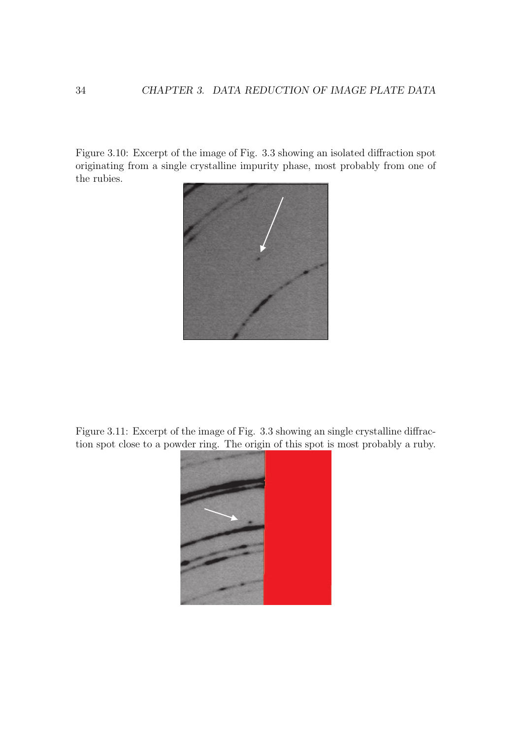Figure 3.10: Excerpt of the image of Fig. 3.3 showing an isolated diffraction spot originating from a single crystalline impurity phase, most probably from one of the rubies.

Figure 3.11: Excerpt of the image of Fig. 3.3 showing an single crystalline diffraction spot close to a powder ring. The origin of this spot is most probably a ruby.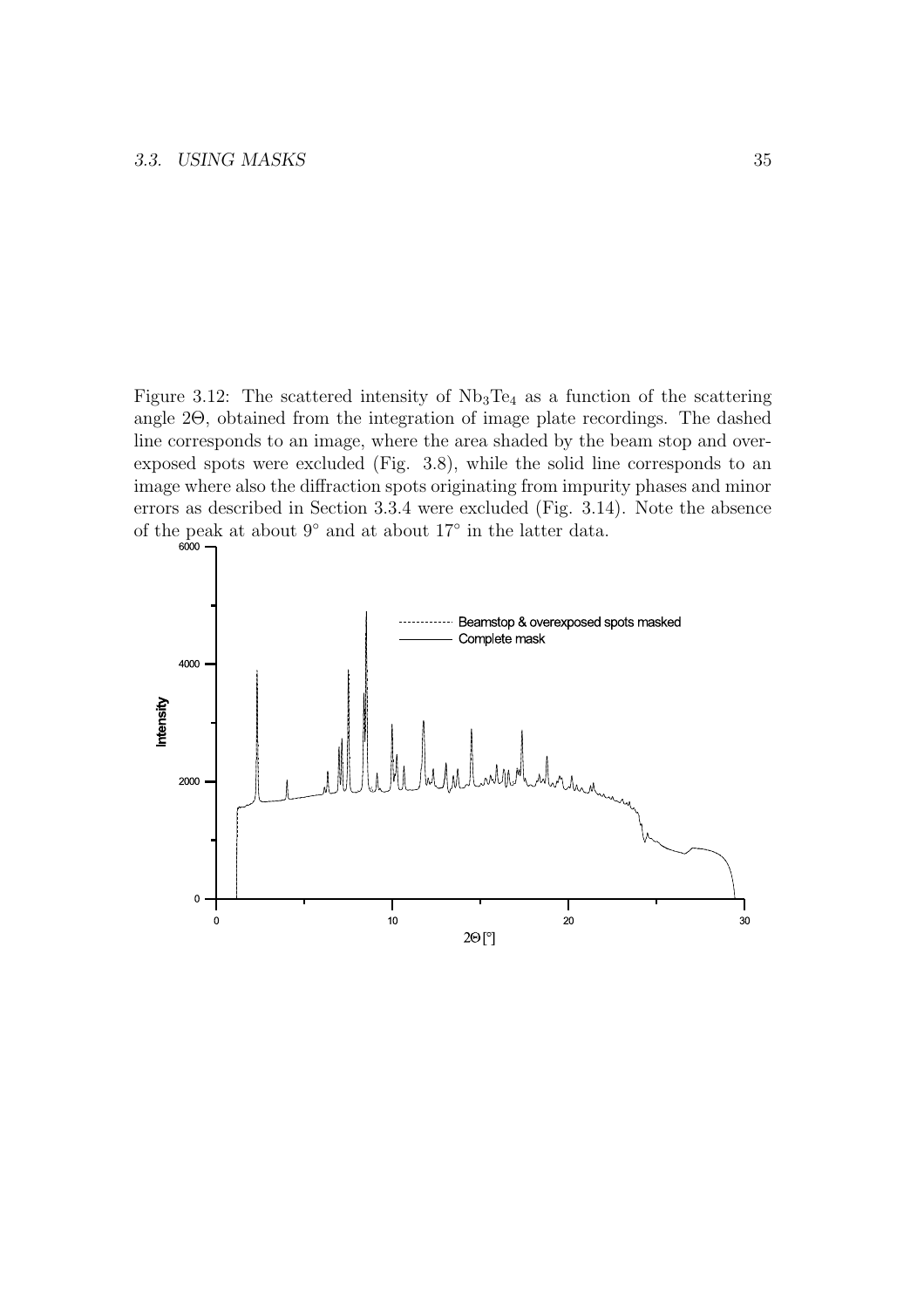Figure 3.12: The scattered intensity of $Nb_3Te_4$ as a function of the scattering angle $2\Theta$, obtained from the integration of image plate recordings. The dashed line corresponds to an image, where the area shaded by the beam stop and overexposed spots were excluded (Fig. 3.8), while the solid line corresponds to an image where also the diffraction spots originating from impurity phases and minor errors as described in Section 3.3.4 were excluded (Fig. 3.14). Note the absence of the peak at about 9° and at about 17° in the latter data.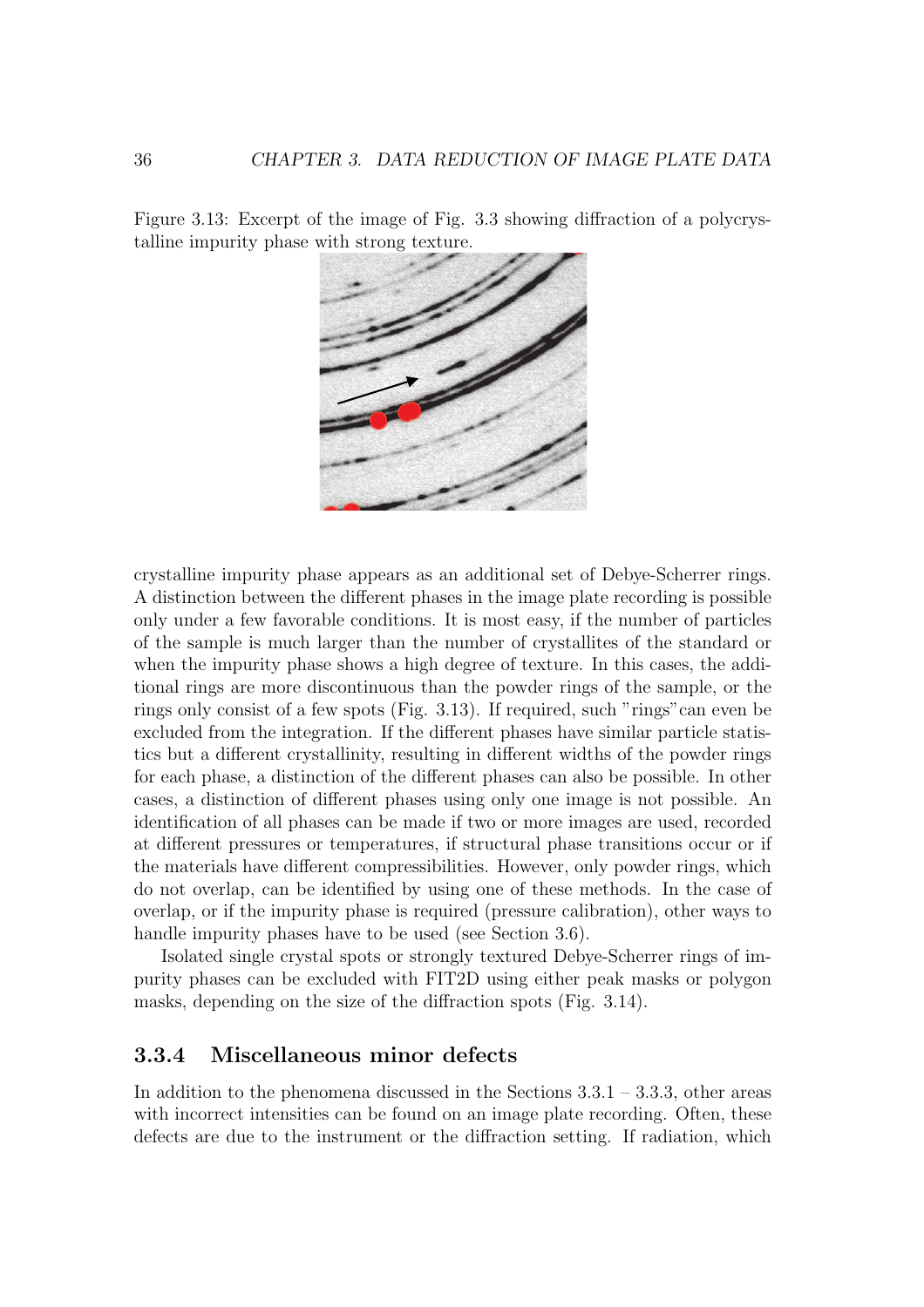Figure 3.13: Excerpt of the image of Fig. 3.3 showing diffraction of a polycrystalline impurity phase with strong texture.

crystalline impurity phase appears as an additional set of Debye-Scherrer rings. A distinction between the different phases in the image plate recording is possible only under a few favorable conditions. It is most easy, if the number of particles of the sample is much larger than the number of crystallites of the standard or when the impurity phase shows a high degree of texture. In this cases, the additional rings are more discontinuous than the powder rings of the sample, or the rings only consist of a few spots (Fig. 3.13). If required, such "rings" can even be excluded from the integration. If the different phases have similar particle statistics but a different crystallinity, resulting in different widths of the powder rings for each phase, a distinction of the different phases can also be possible. In other cases, a distinction of different phases using only one image is not possible. An identification of all phases can be made if two or more images are used, recorded at different pressures or temperatures, if structural phase transitions occur or if the materials have different compressibilities. However, only powder rings, which do not overlap, can be identified by using one of these methods. In the case of overlap, or if the impurity phase is required (pressure calibration), other ways to handle impurity phases have to be used (see Section 3.6).

Isolated single crystal spots or strongly textured Debye-Scherrer rings of impurity phases can be excluded with FIT2D using either peak masks or polygon masks, depending on the size of the diffraction spots (Fig. 3.14).

### 3.3.4 Miscellaneous minor defects

In addition to the phenomena discussed in the Sections 3.3.1 – 3.3.3, other areas with incorrect intensities can be found on an image plate recording. Often, these defects are due to the instrument or the diffraction setting. If radiation, which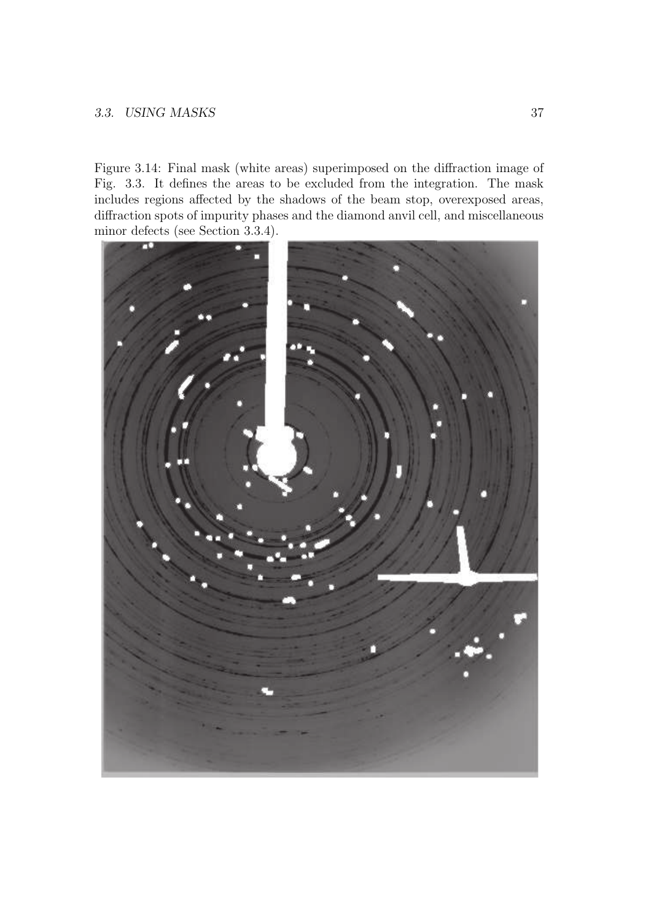Figure 3.14: Final mask (white areas) superimposed on the diffraction image of Fig. 3.3. It defines the areas to be excluded from the integration. The mask includes regions affected by the shadows of the beam stop, overexposed areas, diffraction spots of impurity phases and the diamond anvil cell, and miscellaneous minor defects (see Section 3.3.4).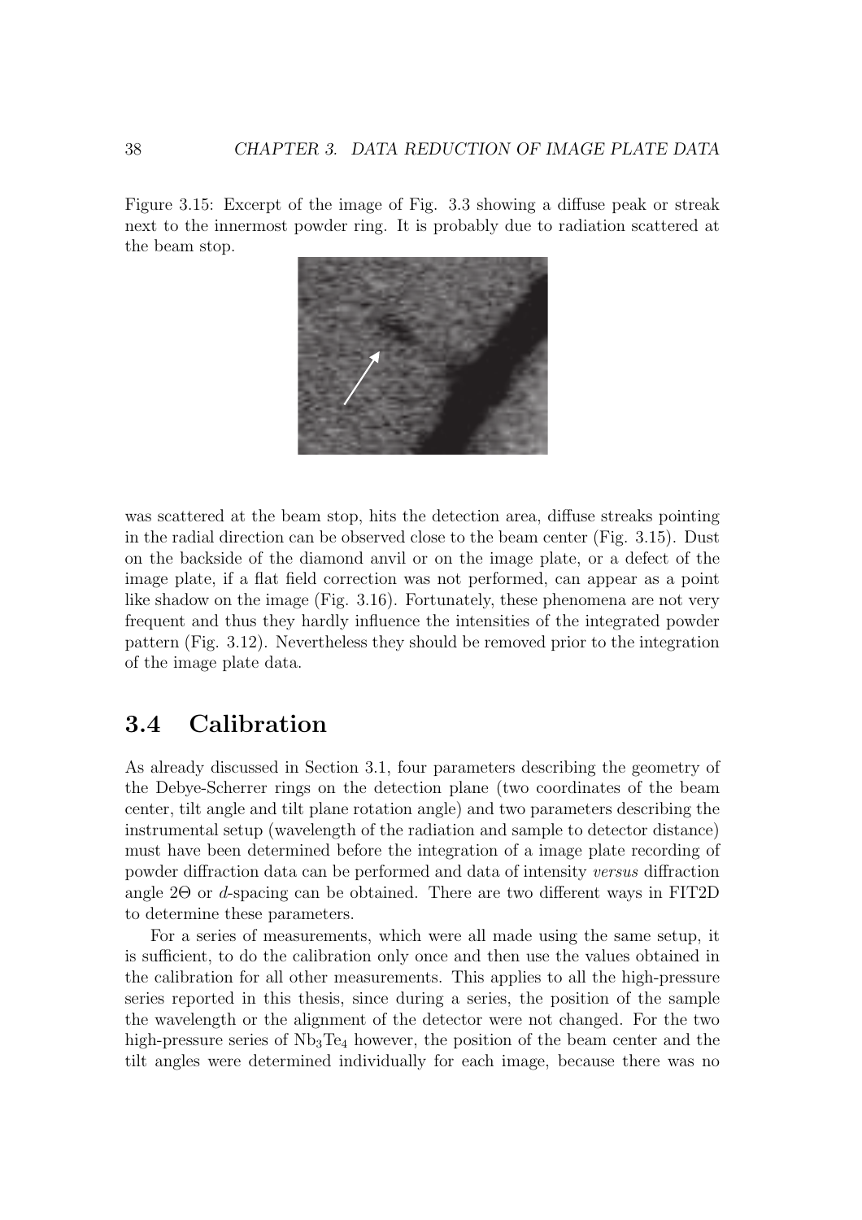Figure 3.15: Excerpt of the image of Fig. 3.3 showing a diffuse peak or streak next to the innermost powder ring. It is probably due to radiation scattered at the beam stop.

was scattered at the beam stop, hits the detection area, diffuse streaks pointing in the radial direction can be observed close to the beam center (Fig. 3.15). Dust on the backside of the diamond anvil or on the image plate, or a defect of the image plate, if a flat field correction was not performed, can appear as a point like shadow on the image (Fig. 3.16). Fortunately, these phenomena are not very frequent and thus they hardly influence the intensities of the integrated powder pattern (Fig. 3.12). Nevertheless they should be removed prior to the integration of the image plate data.

## 3.4 Calibration

As already discussed in Section 3.1, four parameters describing the geometry of the Debye-Scherrer rings on the detection plane (two coordinates of the beam center, tilt angle and tilt plane rotation angle) and two parameters describing the instrumental setup (wavelength of the radiation and sample to detector distance) must have been determined before the integration of a image plate recording of powder diffraction data can be performed and data of intensity *versus* diffraction angle $2\Theta$ or $d$-spacing can be obtained. There are two different ways in FIT2D to determine these parameters.

For a series of measurements, which were all made using the same setup, it is sufficient, to do the calibration only once and then use the values obtained in the calibration for all other measurements. This applies to all the high-pressure series reported in this thesis, since during a series, the position of the sample the wavelength or the alignment of the detector were not changed. For the two high-pressure series of $Nb_3Te_4$ however, the position of the beam center and the tilt angles were determined individually for each image, because there was no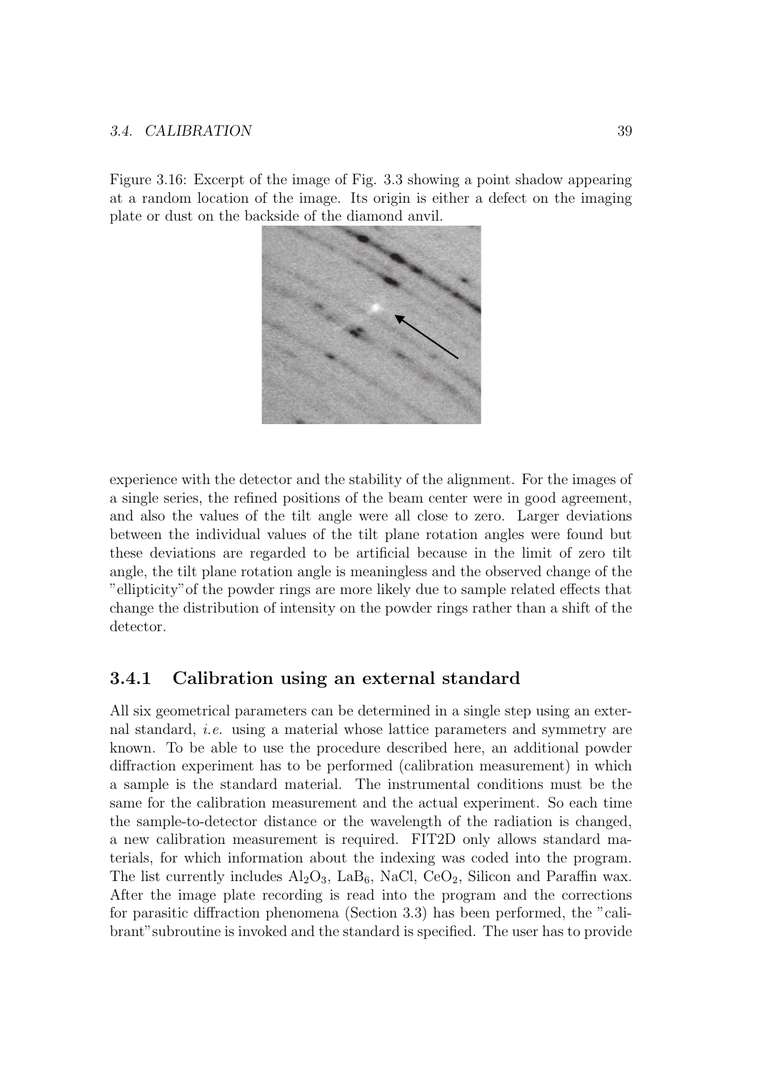Figure 3.16: Excerpt of the image of Fig. 3.3 showing a point shadow appearing at a random location of the image. Its origin is either a defect on the imaging plate or dust on the backside of the diamond anvil.

experience with the detector and the stability of the alignment. For the images of a single series, the refined positions of the beam center were in good agreement, and also the values of the tilt angle were all close to zero. Larger deviations between the individual values of the tilt plane rotation angles were found but these deviations are regarded to be artificial because in the limit of zero tilt angle, the tilt plane rotation angle is meaningless and the observed change of the "ellipticity" of the powder rings are more likely due to sample related effects that change the distribution of intensity on the powder rings rather than a shift of the detector.

### 3.4.1 Calibration using an external standard

All six geometrical parameters can be determined in a single step using an external standard, *i.e.* using a material whose lattice parameters and symmetry are known. To be able to use the procedure described here, an additional powder diffraction experiment has to be performed (calibration measurement) in which a sample is the standard material. The instrumental conditions must be the same for the calibration measurement and the actual experiment. So each time the sample-to-detector distance or the wavelength of the radiation is changed, a new calibration measurement is required. FIT2D only allows standard materials, for which information about the indexing was coded into the program. The list currently includes $Al_2O_3$, $LaB_6$, NaCl, $CeO_2$, Silicon and Paraffin wax. After the image plate recording is read into the program and the corrections for parasitic diffraction phenomena (Section 3.3) has been performed, the "calibrant" subroutine is invoked and the standard is specified. The user has to provide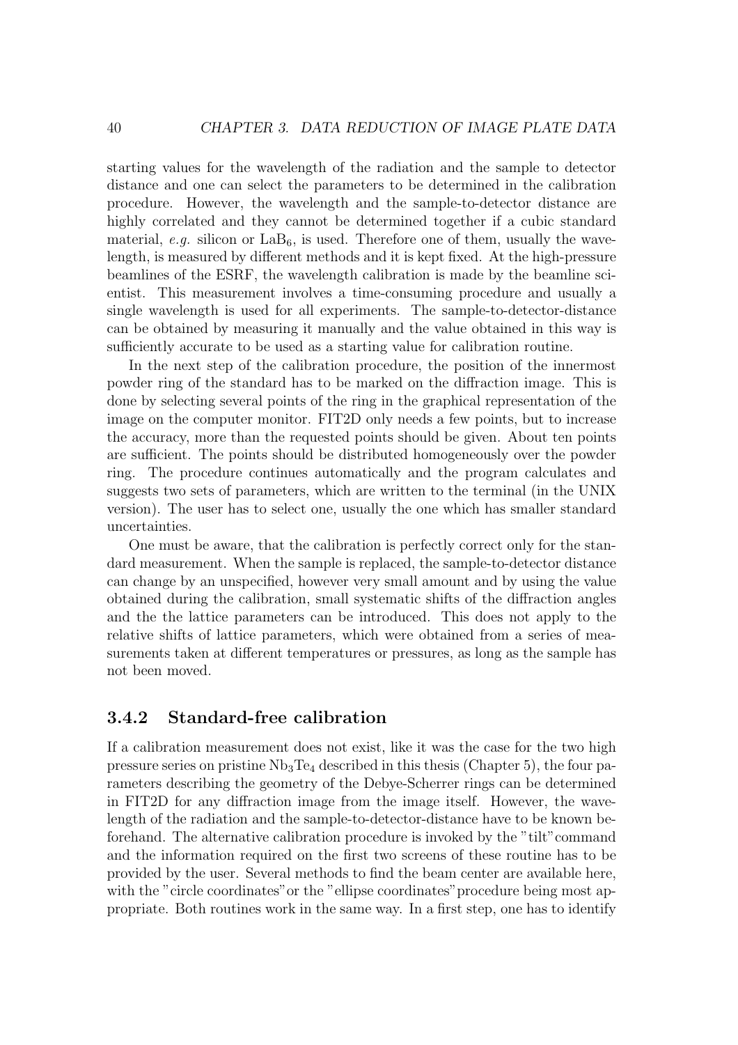starting values for the wavelength of the radiation and the sample to detector distance and one can select the parameters to be determined in the calibration procedure. However, the wavelength and the sample-to-detector distance are highly correlated and they cannot be determined together if a cubic standard material, *e.g.* silicon or $LaB_6$, is used. Therefore one of them, usually the wavelength, is measured by different methods and it is kept fixed. At the high-pressure beamlines of the ESRF, the wavelength calibration is made by the beamline scientist. This measurement involves a time-consuming procedure and usually a single wavelength is used for all experiments. The sample-to-detector-distance can be obtained by measuring it manually and the value obtained in this way is sufficiently accurate to be used as a starting value for calibration routine.

In the next step of the calibration procedure, the position of the innermost powder ring of the standard has to be marked on the diffraction image. This is done by selecting several points of the ring in the graphical representation of the image on the computer monitor. FIT2D only needs a few points, but to increase the accuracy, more than the requested points should be given. About ten points are sufficient. The points should be distributed homogeneously over the powder ring. The procedure continues automatically and the program calculates and suggests two sets of parameters, which are written to the terminal (in the UNIX version). The user has to select one, usually the one which has smaller standard uncertainties.

One must be aware, that the calibration is perfectly correct only for the standard measurement. When the sample is replaced, the sample-to-detector distance can change by an unspecified, however very small amount and by using the value obtained during the calibration, small systematic shifts of the diffraction angles and the the lattice parameters can be introduced. This does not apply to the relative shifts of lattice parameters, which were obtained from a series of measurements taken at different temperatures or pressures, as long as the sample has not been moved.

### 3.4.2 Standard-free calibration

If a calibration measurement does not exist, like it was the case for the two high pressure series on pristine $Nb_3Te_4$ described in this thesis (Chapter 5), the four parameters describing the geometry of the Debye-Scherrer rings can be determined in FIT2D for any diffraction image from the image itself. However, the wavelength of the radiation and the sample-to-detector-distance have to be known beforehand. The alternative calibration procedure is invoked by the "tilt" command and the information required on the first two screens of these routine has to be provided by the user. Several methods to find the beam center are available here, with the "circle coordinates" or the "ellipse coordinates" procedure being most appropriate. Both routines work in the same way. In a first step, one has to identify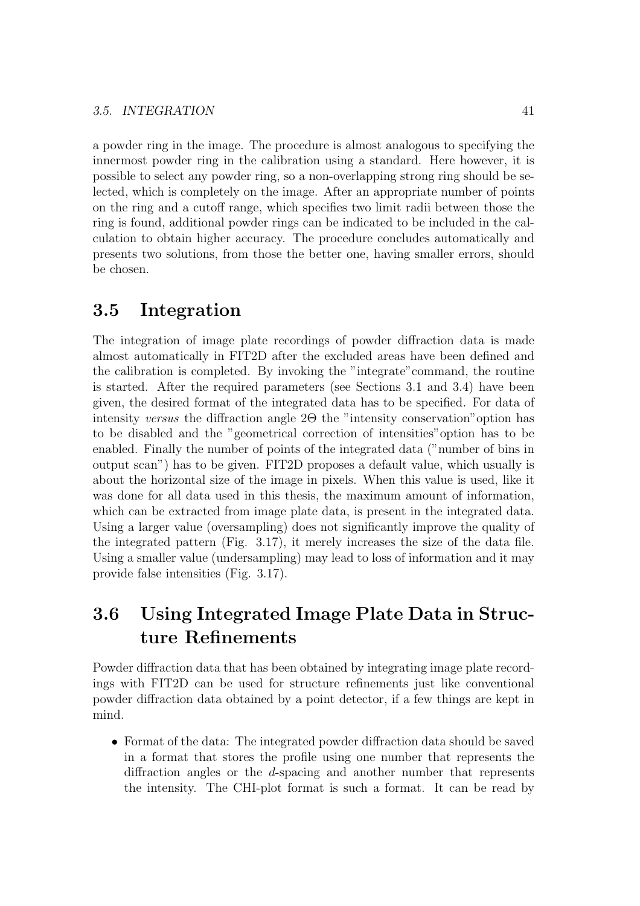a powder ring in the image. The procedure is almost analogous to specifying the innermost powder ring in the calibration using a standard. Here however, it is possible to select any powder ring, so a non-overlapping strong ring should be selected, which is completely on the image. After an appropriate number of points on the ring and a cutoff range, which specifies two limit radii between those the ring is found, additional powder rings can be indicated to be included in the calculation to obtain higher accuracy. The procedure concludes automatically and presents two solutions, from those the better one, having smaller errors, should be chosen.

## 3.5 Integration

The integration of image plate recordings of powder diffraction data is made almost automatically in FIT2D after the excluded areas have been defined and the calibration is completed. By invoking the "integrate"command, the routine is started. After the required parameters (see Sections 3.1 and 3.4) have been given, the desired format of the integrated data has to be specified. For data of intensity *versus* the diffraction angle $2\Theta$ the "intensity conservation"option has to be disabled and the "geometrical correction of intensities"option has to be enabled. Finally the number of points of the integrated data ("number of bins in output scan") has to be given. FIT2D proposes a default value, which usually is about the horizontal size of the image in pixels. When this value is used, like it was done for all data used in this thesis, the maximum amount of information, which can be extracted from image plate data, is present in the integrated data. Using a larger value (oversampling) does not significantly improve the quality of the integrated pattern (Fig. 3.17), it merely increases the size of the data file. Using a smaller value (undersampling) may lead to loss of information and it may provide false intensities (Fig. 3.17).

## 3.6 Using Integrated Image Plate Data in Structure Refinements

Powder diffraction data that has been obtained by integrating image plate recordings with FIT2D can be used for structure refinements just like conventional powder diffraction data obtained by a point detector, if a few things are kept in mind.

- Format of the data: The integrated powder diffraction data should be saved in a format that stores the profile using one number that represents the diffraction angles or the *d*-spacing and another number that represents the intensity. The CHI-plot format is such a format. It can be read by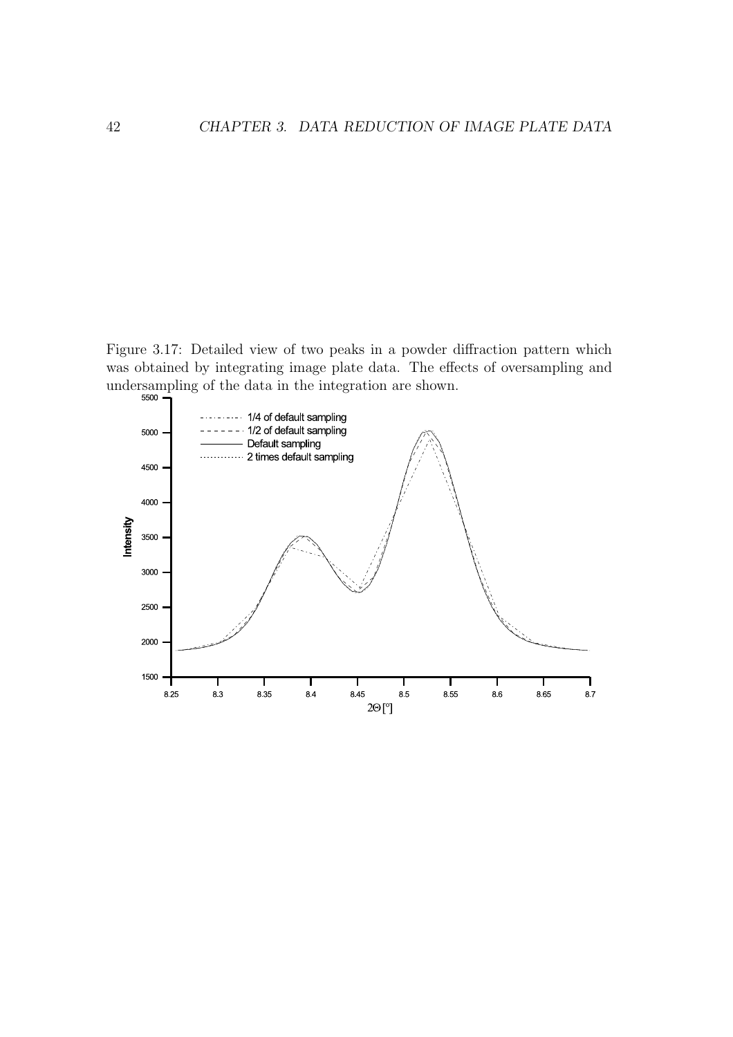Figure 3.17: Detailed view of two peaks in a powder diffraction pattern which was obtained by integrating image plate data. The effects of oversampling and undersampling of the data in the integration are shown.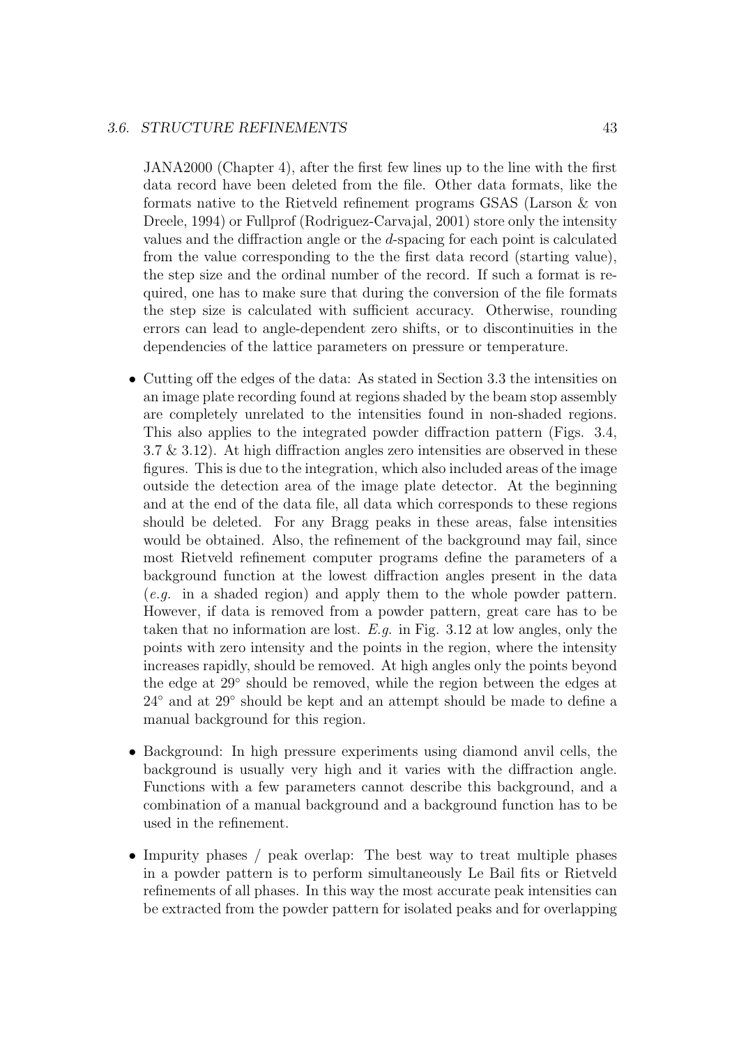JANA2000 (Chapter 4), after the first few lines up to the line with the first data record have been deleted from the file. Other data formats, like the formats native to the Rietveld refinement programs GSAS (Larson & von Dreele, 1994) or Fullprof (Rodriguez-Carvajal, 2001) store only the intensity values and the diffraction angle or the $d$-spacing for each point is calculated from the value corresponding to the the first data record (starting value), the step size and the ordinal number of the record. If such a format is required, one has to make sure that during the conversion of the file formats the step size is calculated with sufficient accuracy. Otherwise, rounding errors can lead to angle-dependent zero shifts, or to discontinuities in the dependencies of the lattice parameters on pressure or temperature.

- Cutting off the edges of the data: As stated in Section 3.3 the intensities on an image plate recording found at regions shaded by the beam stop assembly are completely unrelated to the intensities found in non-shaded regions. This also applies to the integrated powder diffraction pattern (Figs. 3.4, 3.7 & 3.12). At high diffraction angles zero intensities are observed in these figures. This is due to the integration, which also included areas of the image outside the detection area of the image plate detector. At the beginning and at the end of the data file, all data which corresponds to these regions should be deleted. For any Bragg peaks in these areas, false intensities would be obtained. Also, the refinement of the background may fail, since most Rietveld refinement computer programs define the parameters of a background function at the lowest diffraction angles present in the data (*e.g.* in a shaded region) and apply them to the whole powder pattern. However, if data is removed from a powder pattern, great care has to be taken that no information are lost. *E.g.* in Fig. 3.12 at low angles, only the points with zero intensity and the points in the region, where the intensity increases rapidly, should be removed. At high angles only the points beyond the edge at $29^\circ$ should be removed, while the region between the edges at $24^\circ$ and at $29^\circ$ should be kept and an attempt should be made to define a manual background for this region.

- Background: In high pressure experiments using diamond anvil cells, the background is usually very high and it varies with the diffraction angle. Functions with a few parameters cannot describe this background, and a combination of a manual background and a background function has to be used in the refinement.

- Impurity phases / peak overlap: The best way to treat multiple phases in a powder pattern is to perform simultaneously Le Bail fits or Rietveld refinements of all phases. In this way the most accurate peak intensities can be extracted from the powder pattern for isolated peaks and for overlapping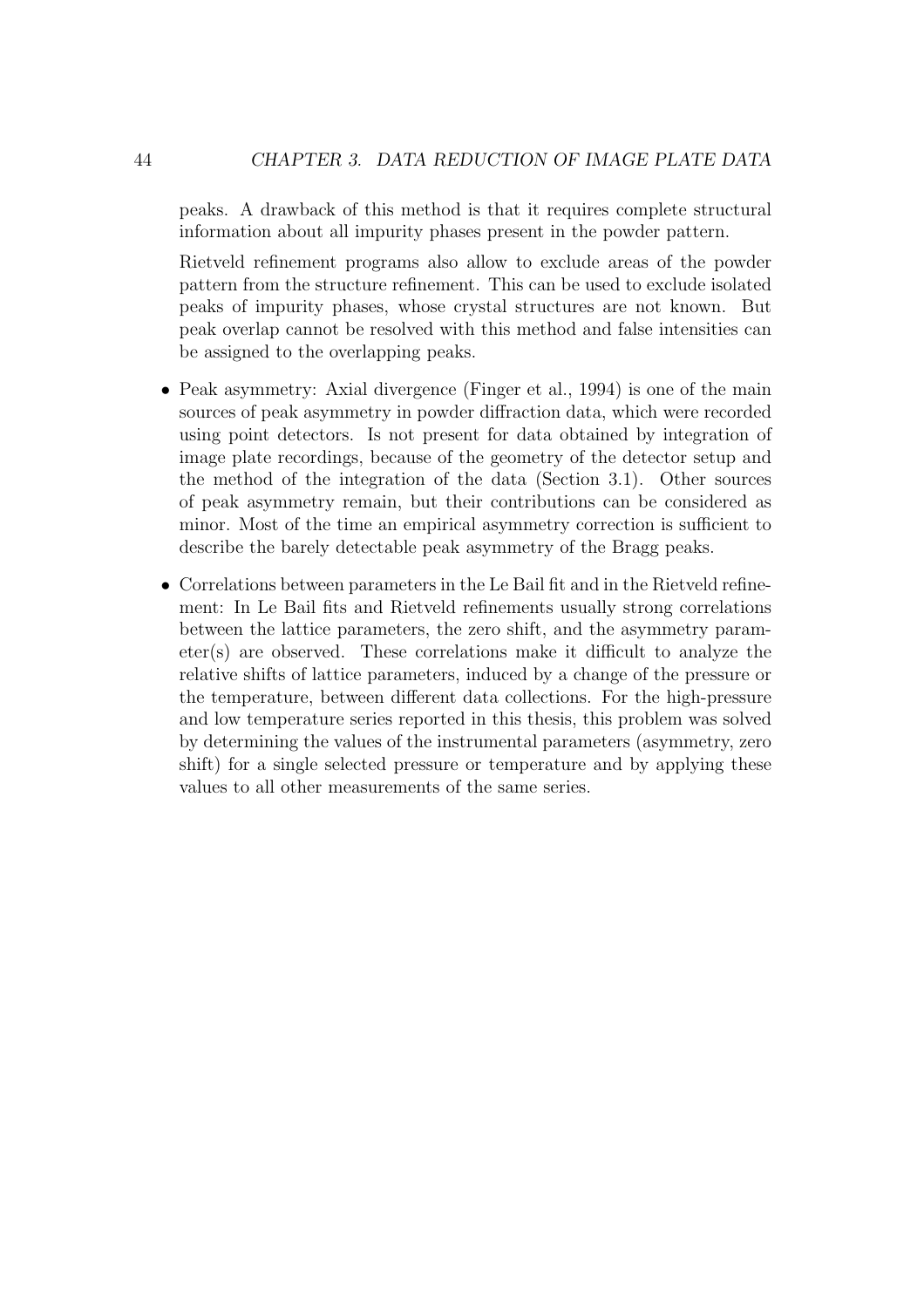peaks. A drawback of this method is that it requires complete structural information about all impurity phases present in the powder pattern.

Rietveld refinement programs also allow to exclude areas of the powder pattern from the structure refinement. This can be used to exclude isolated peaks of impurity phases, whose crystal structures are not known. But peak overlap cannot be resolved with this method and false intensities can be assigned to the overlapping peaks.

- Peak asymmetry: Axial divergence (Finger et al., 1994) is one of the main sources of peak asymmetry in powder diffraction data, which were recorded using point detectors. Is not present for data obtained by integration of image plate recordings, because of the geometry of the detector setup and the method of the integration of the data (Section 3.1). Other sources of peak asymmetry remain, but their contributions can be considered as minor. Most of the time an empirical asymmetry correction is sufficient to describe the barely detectable peak asymmetry of the Bragg peaks.
- Correlations between parameters in the Le Bail fit and in the Rietveld refinement: In Le Bail fits and Rietveld refinements usually strong correlations between the lattice parameters, the zero shift, and the asymmetry parameter(s) are observed. These correlations make it difficult to analyze the relative shifts of lattice parameters, induced by a change of the pressure or the temperature, between different data collections. For the high-pressure and low temperature series reported in this thesis, this problem was solved by determining the values of the instrumental parameters (asymmetry, zero shift) for a single selected pressure or temperature and by applying these values to all other measurements of the same series.